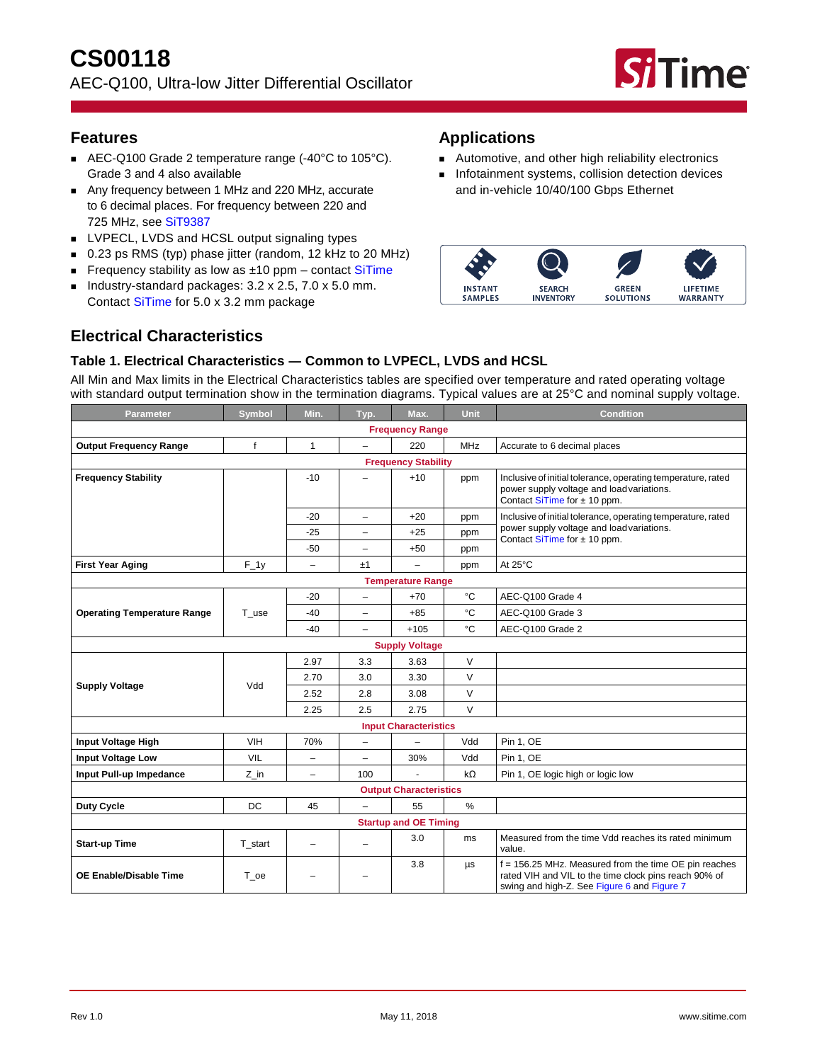# CS00118

AEC-Q100, Ultra-low Jitter Differential Oscillator

## Features

- AEC-Q100 Grade 2 temperature range (-40°C to 105°C). Grade 3 and 4 also available
- Any frequency between 1 MHz and 220 MHz, accurate to 6 decimal places. For frequency between 220 and 725 MHz, see SiT9387
- LVPECL, LVDS and HCSL output signaling types
- 0.23 ps RMS (typ) phase jitter (random, 12 kHz to 20 MHz)
- Frequency stability as low as ±10 ppm – contact SiTime
- Industry-standard packages: 3.2 x 2.5, 7.0 x 5.0 mm. Contact SiTime for 5.0 x 3.2 mm package

## Applications

- Automotive, and other high reliability electronics
- Infotainment systems, collision detection devices and in-vehicle 10/40/100 Gbps Ethernet

INSTANT SAMPLES
SEARCH INVENTORY
GREEN SOLUTIONS
LIFETIME WARRANTY

## Electrical Characteristics

### Table 1. Electrical Characteristics — Common to LVPECL, LVDS and HCSL

All Min and Max limits in the Electrical Characteristics tables are specified over temperature and rated operating voltage with standard output termination show in the termination diagrams. Typical values are at 25°C and nominal supply voltage.

| Parameter | Symbol | Min. | Typ. | Max. | Unit | Condition |
|---|---|---|---|---|---|---|
| **Frequency Range** | | | | | | |
| **Output Frequency Range** | f | 1 | – | 220 | MHz | Accurate to 6 decimal places |
| **Frequency Stability** | | | | | | |
| **Frequency Stability** | | -10 | – | +10 | ppm | Inclusive of initial tolerance, operating temperature, rated power supply voltage and load variations. Contact SiTime for ± 10 ppm. |
| | | -20 | – | +20 | ppm | Inclusive of initial tolerance, operating temperature, rated power supply voltage and load variations. Contact SiTime for ± 10 ppm. |
| | | -25 | – | +25 | ppm | |
| | | -50 | – | +50 | ppm | |
| **First Year Aging** | F_1y | – | ±1 | – | ppm | At 25°C |
| **Temperature Range** | | | | | | |
| **Operating Temperature Range** | T_use | -20 | – | +70 | °C | AEC-Q100 Grade 4 |
| | | -40 | – | +85 | °C | AEC-Q100 Grade 3 |
| | | -40 | – | +105 | °C | AEC-Q100 Grade 2 |
| **Supply Voltage** | | | | | | |
| **Supply Voltage** | Vdd | 2.97 | 3.3 | 3.63 | V | |
| | | 2.70 | 3.0 | 3.30 | V | |
| | | 2.52 | 2.8 | 3.08 | V | |
| | | 2.25 | 2.5 | 2.75 | V | |
| **Input Characteristics** | | | | | | |
| **Input Voltage High** | VIH | 70% | – | – | Vdd | Pin 1, OE |
| **Input Voltage Low** | VIL | – | – | 30% | Vdd | Pin 1, OE |
| **Input Pull-up Impedance** | Z_in | – | 100 | - | kΩ | Pin 1, OE logic high or logic low |
| **Output Characteristics** | | | | | | |
| **Duty Cycle** | DC | 45 | – | 55 | % | |
| **Startup and OE Timing** | | | | | | |
| **Start-up Time** | T_start | – | – | 3.0 | ms | Measured from the time Vdd reaches its rated minimum value. |
| **OE Enable/Disable Time** | T_oe | – | – | 3.8 | µs | f = 156.25 MHz. Measured from the time OE pin reaches rated VIH and VIL to the time clock pins reach 90% of swing and high-Z. See Figure 6 and Figure 7 |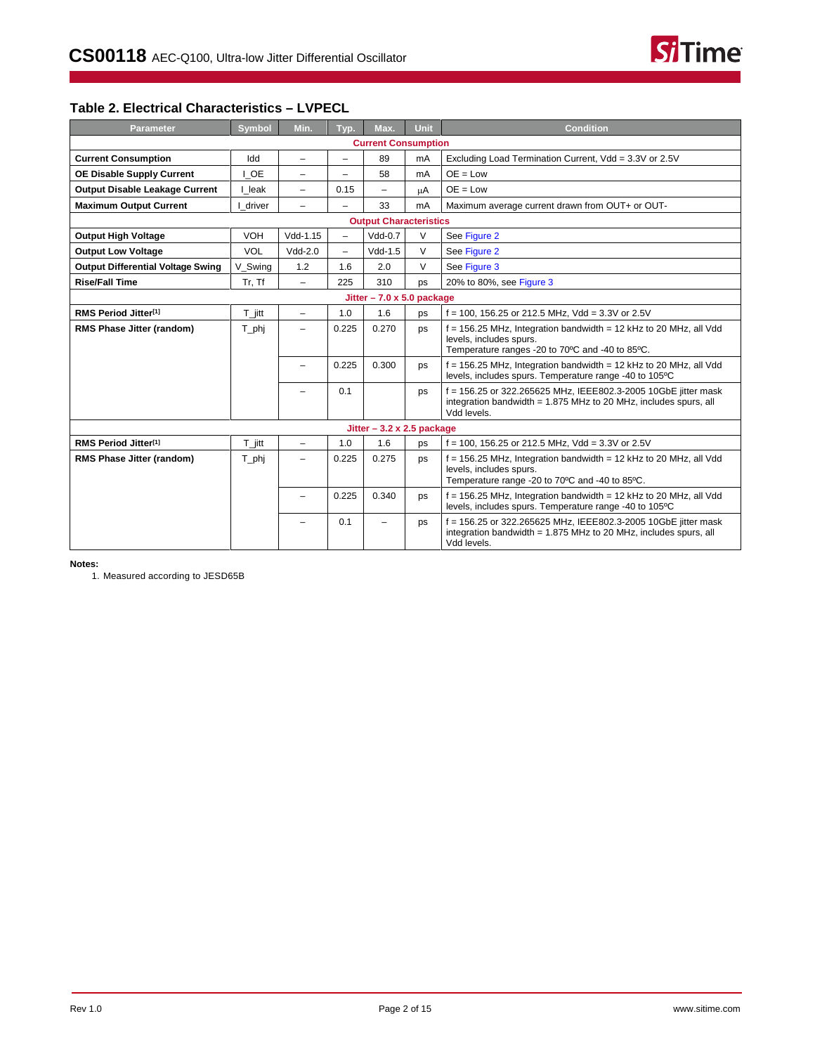## Table 2. Electrical Characteristics – LVPECL

| Parameter | Symbol | Min. | Typ. | Max. | Unit | Condition |
|---|---|---|---|---|---|---|
| **Current Consumption** | | | | | | |
| **Current Consumption** | Idd | – | – | 89 | mA | Excluding Load Termination Current, Vdd = 3.3V or 2.5V |
| **OE Disable Supply Current** | I_OE | – | – | 58 | mA | OE = Low |
| **Output Disable Leakage Current** | I_leak | – | 0.15 | – | μA | OE = Low |
| **Maximum Output Current** | I_driver | – | – | 33 | mA | Maximum average current drawn from OUT+ or OUT- |
| **Output Characteristics** | | | | | | |
| **Output High Voltage** | VOH | Vdd-1.15 | – | Vdd-0.7 | V | See Figure 2 |
| **Output Low Voltage** | VOL | Vdd-2.0 | – | Vdd-1.5 | V | See Figure 2 |
| **Output Differential Voltage Swing** | V_Swing | 1.2 | 1.6 | 2.0 | V | See Figure 3 |
| **Rise/Fall Time** | Tr, Tf | – | 225 | 310 | ps | 20% to 80%, see Figure 3 |
| **Jitter – 7.0 x 5.0 package** | | | | | | |
| **RMS Period Jitter**[1] | T_jitt | – | 1.0 | 1.6 | ps | f = 100, 156.25 or 212.5 MHz, Vdd = 3.3V or 2.5V |
| **RMS Phase Jitter (random)** | T_phj | – | 0.225 | 0.270 | ps | f = 156.25 MHz, Integration bandwidth = 12 kHz to 20 MHz, all Vdd levels, includes spurs. Temperature ranges -20 to 70ºC and -40 to 85ºC. |
| | | – | 0.225 | 0.300 | ps | f = 156.25 MHz, Integration bandwidth = 12 kHz to 20 MHz, all Vdd levels, includes spurs. Temperature range -40 to 105ºC |
| | | – | 0.1 | | ps | f = 156.25 or 322.265625 MHz, IEEE802.3-2005 10GbE jitter mask integration bandwidth = 1.875 MHz to 20 MHz, includes spurs, all Vdd levels. |
| **Jitter – 3.2 x 2.5 package** | | | | | | |
| **RMS Period Jitter**[1] | T_jitt | – | 1.0 | 1.6 | ps | f = 100, 156.25 or 212.5 MHz, Vdd = 3.3V or 2.5V |
| **RMS Phase Jitter (random)** | T_phj | – | 0.225 | 0.275 | ps | f = 156.25 MHz, Integration bandwidth = 12 kHz to 20 MHz, all Vdd levels, includes spurs. Temperature range -20 to 70ºC and -40 to 85ºC. |
| | | – | 0.225 | 0.340 | ps | f = 156.25 MHz, Integration bandwidth = 12 kHz to 20 MHz, all Vdd levels, includes spurs. Temperature range -40 to 105ºC |
| | | – | 0.1 | – | ps | f = 156.25 or 322.265625 MHz, IEEE802.3-2005 10GbE jitter mask integration bandwidth = 1.875 MHz to 20 MHz, includes spurs, all Vdd levels. |

**Notes:**

1. Measured according to JESD65B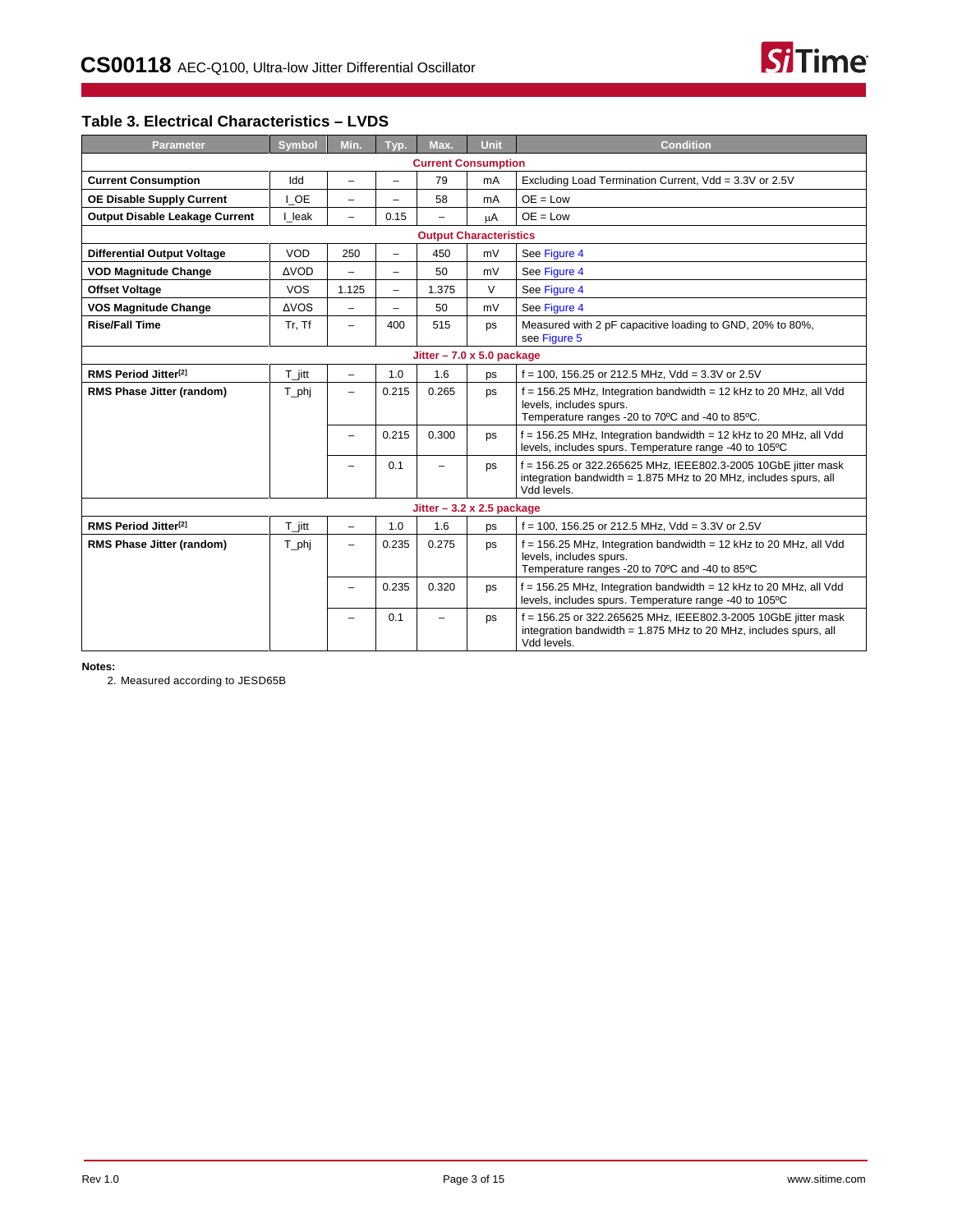## Table 3. Electrical Characteristics – LVDS

| Parameter | Symbol | Min. | Typ. | Max. | Unit | Condition |
|---|---|---|---|---|---|---|
| **Current Consumption** | | | | | | |
| **Current Consumption** | Idd | – | – | 79 | mA | Excluding Load Termination Current, Vdd = 3.3V or 2.5V |
| **OE Disable Supply Current** | I_OE | – | – | 58 | mA | OE = Low |
| **Output Disable Leakage Current** | I_leak | – | 0.15 | – | µA | OE = Low |
| **Output Characteristics** | | | | | | |
| **Differential Output Voltage** | VOD | 250 | – | 450 | mV | See Figure 4 |
| **VOD Magnitude Change** | ΔVOD | – | – | 50 | mV | See Figure 4 |
| **Offset Voltage** | VOS | 1.125 | – | 1.375 | V | See Figure 4 |
| **VOS Magnitude Change** | ΔVOS | – | – | 50 | mV | See Figure 4 |
| **Rise/Fall Time** | Tr, Tf | – | 400 | 515 | ps | Measured with 2 pF capacitive loading to GND, 20% to 80%, see Figure 5 |
| **Jitter – 7.0 x 5.0 package** | | | | | | |
| **RMS Period Jitter**[2] | T_jitt | – | 1.0 | 1.6 | ps | f = 100, 156.25 or 212.5 MHz, Vdd = 3.3V or 2.5V |
| **RMS Phase Jitter (random)** | T_phj | – | 0.215 | 0.265 | ps | f = 156.25 MHz, Integration bandwidth = 12 kHz to 20 MHz, all Vdd levels, includes spurs. Temperature ranges -20 to 70ºC and -40 to 85ºC. |
| | | – | 0.215 | 0.300 | ps | f = 156.25 MHz, Integration bandwidth = 12 kHz to 20 MHz, all Vdd levels, includes spurs. Temperature range -40 to 105ºC |
| | | – | 0.1 | – | ps | f = 156.25 or 322.265625 MHz, IEEE802.3-2005 10GbE jitter mask integration bandwidth = 1.875 MHz to 20 MHz, includes spurs, all Vdd levels. |
| **Jitter – 3.2 x 2.5 package** | | | | | | |
| **RMS Period Jitter**[2] | T_jitt | – | 1.0 | 1.6 | ps | f = 100, 156.25 or 212.5 MHz, Vdd = 3.3V or 2.5V |
| **RMS Phase Jitter (random)** | T_phj | – | 0.235 | 0.275 | ps | f = 156.25 MHz, Integration bandwidth = 12 kHz to 20 MHz, all Vdd levels, includes spurs. Temperature ranges -20 to 70ºC and -40 to 85ºC |
| | | – | 0.235 | 0.320 | ps | f = 156.25 MHz, Integration bandwidth = 12 kHz to 20 MHz, all Vdd levels, includes spurs. Temperature range -40 to 105ºC |
| | | – | 0.1 | – | ps | f = 156.25 or 322.265625 MHz, IEEE802.3-2005 10GbE jitter mask integration bandwidth = 1.875 MHz to 20 MHz, includes spurs, all Vdd levels. |

**Notes:**

2. Measured according to JESD65B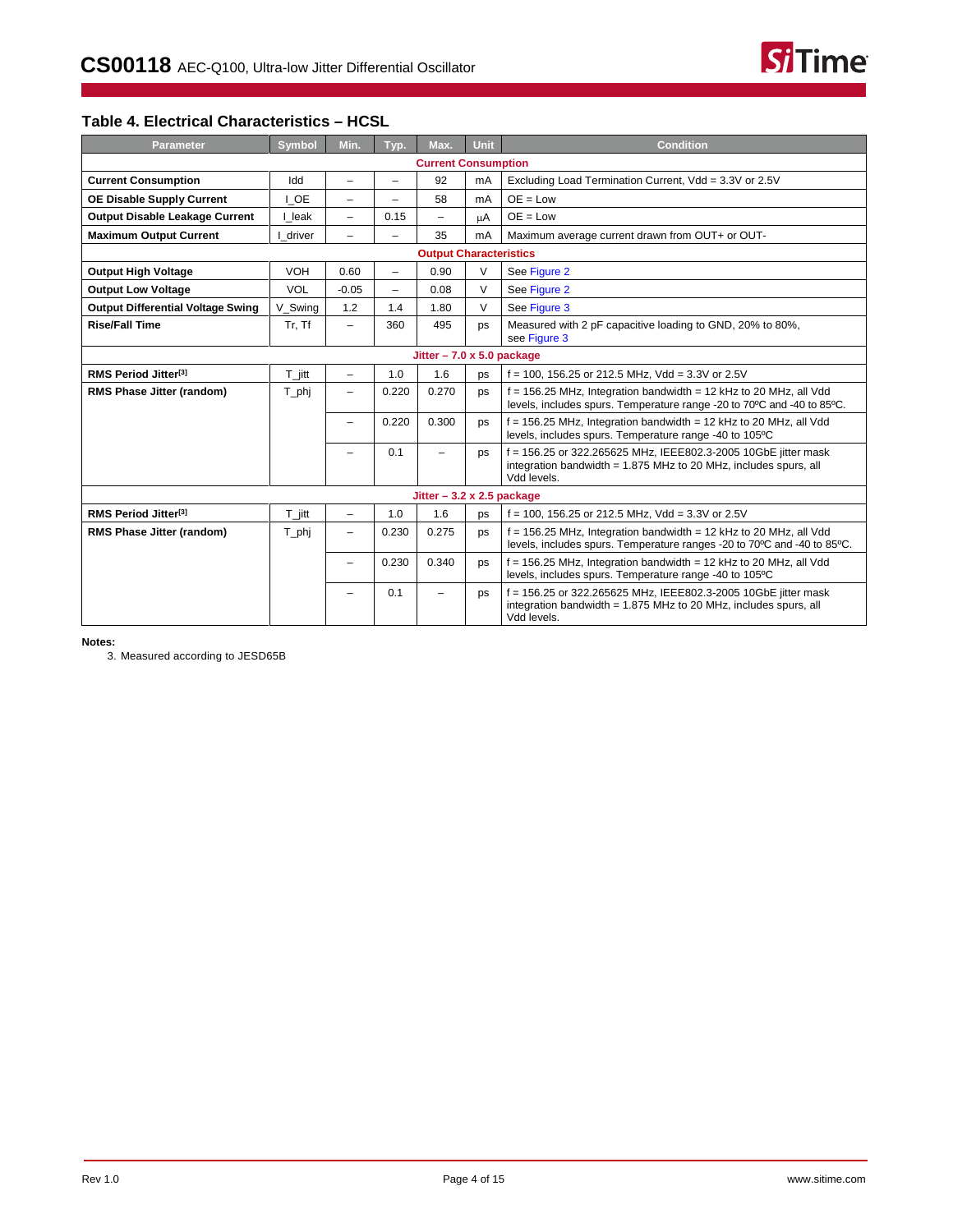## Table 4. Electrical Characteristics – HCSL

| Parameter | Symbol | Min. | Typ. | Max. | Unit | Condition |
|---|---|---|---|---|---|---|
| **Current Consumption** | | | | | | |
| **Current Consumption** | Idd | – | – | 92 | mA | Excluding Load Termination Current, Vdd = 3.3V or 2.5V |
| **OE Disable Supply Current** | I_OE | – | – | 58 | mA | OE = Low |
| **Output Disable Leakage Current** | I_leak | – | 0.15 | – | μA | OE = Low |
| **Maximum Output Current** | I_driver | – | – | 35 | mA | Maximum average current drawn from OUT+ or OUT- |
| **Output Characteristics** | | | | | | |
| **Output High Voltage** | VOH | 0.60 | – | 0.90 | V | See Figure 2 |
| **Output Low Voltage** | VOL | -0.05 | – | 0.08 | V | See Figure 2 |
| **Output Differential Voltage Swing** | V_Swing | 1.2 | 1.4 | 1.80 | V | See Figure 3 |
| **Rise/Fall Time** | Tr, Tf | – | 360 | 495 | ps | Measured with 2 pF capacitive loading to GND, 20% to 80%, see Figure 3 |
| **Jitter – 7.0 x 5.0 package** | | | | | | |
| **RMS Period Jitter**[3] | T_jitt | – | 1.0 | 1.6 | ps | f = 100, 156.25 or 212.5 MHz, Vdd = 3.3V or 2.5V |
| **RMS Phase Jitter (random)** | T_phj | – | 0.220 | 0.270 | ps | f = 156.25 MHz, Integration bandwidth = 12 kHz to 20 MHz, all Vdd levels, includes spurs. Temperature range -20 to 70ºC and -40 to 85ºC. |
| | | – | 0.220 | 0.300 | ps | f = 156.25 MHz, Integration bandwidth = 12 kHz to 20 MHz, all Vdd levels, includes spurs. Temperature range -40 to 105ºC |
| | | – | 0.1 | – | ps | f = 156.25 or 322.265625 MHz, IEEE802.3-2005 10GbE jitter mask integration bandwidth = 1.875 MHz to 20 MHz, includes spurs, all Vdd levels. |
| **Jitter – 3.2 x 2.5 package** | | | | | | |
| **RMS Period Jitter**[3] | T_jitt | – | 1.0 | 1.6 | ps | f = 100, 156.25 or 212.5 MHz, Vdd = 3.3V or 2.5V |
| **RMS Phase Jitter (random)** | T_phj | – | 0.230 | 0.275 | ps | f = 156.25 MHz, Integration bandwidth = 12 kHz to 20 MHz, all Vdd levels, includes spurs. Temperature ranges -20 to 70ºC and -40 to 85ºC. |
| | | – | 0.230 | 0.340 | ps | f = 156.25 MHz, Integration bandwidth = 12 kHz to 20 MHz, all Vdd levels, includes spurs. Temperature range -40 to 105ºC |
| | | – | 0.1 | – | ps | f = 156.25 or 322.265625 MHz, IEEE802.3-2005 10GbE jitter mask integration bandwidth = 1.875 MHz to 20 MHz, includes spurs, all Vdd levels. |

**Notes:**

3. Measured according to JESD65B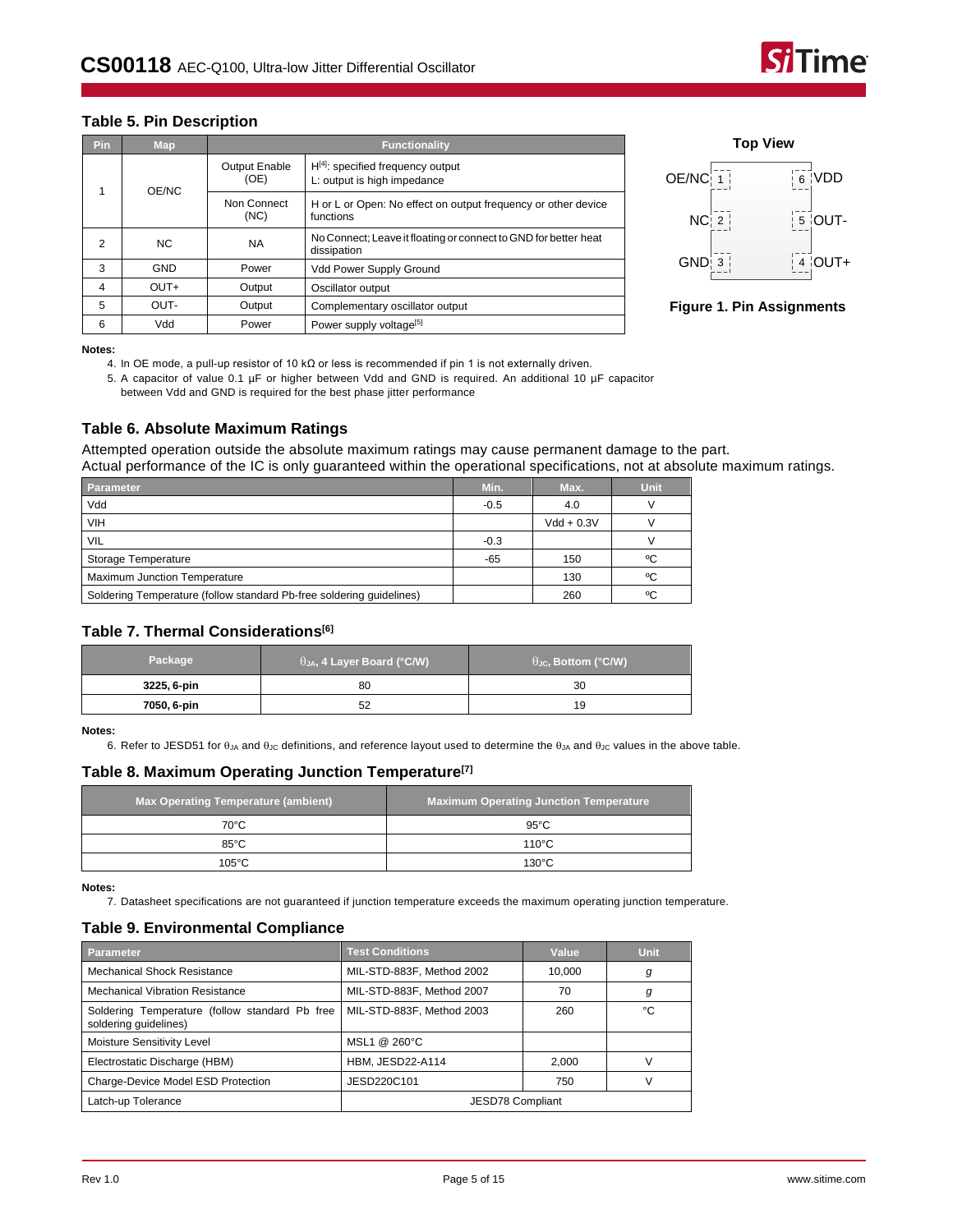### Table 5. Pin Description

| Pin | Map | Functionality | |
|---|---|---|---|
| 1 | OE/NC | Output Enable (OE) | H[4]: specified frequency output<br>L: output is high impedance |
| | | Non Connect (NC) | H or L or Open: No effect on output frequency or other device functions |
| 2 | NC | NA | No Connect; Leave it floating or connect to GND for better heat dissipation |
| 3 | GND | Power | Vdd Power Supply Ground |
| 4 | OUT+ | Output | Oscillator output |
| 5 | OUT- | Output | Complementary oscillator output |
| 6 | Vdd | Power | Power supply voltage[5] |

**Top View**

OE/NC 1 | 6 VDD
NC 2 | 5 OUT-
GND 3 | 4 OUT+

**Figure 1. Pin Assignments**

**Notes:**

4. In OE mode, a pull-up resistor of 10 kΩ or less is recommended if pin 1 is not externally driven.
5. A capacitor of value 0.1 µF or higher between Vdd and GND is required. An additional 10 µF capacitor between Vdd and GND is required for the best phase jitter performance

### Table 6. Absolute Maximum Ratings

Attempted operation outside the absolute maximum ratings may cause permanent damage to the part.
Actual performance of the IC is only guaranteed within the operational specifications, not at absolute maximum ratings.

| Parameter | Min. | Max. | Unit |
|---|---|---|---|
| Vdd | -0.5 | 4.0 | V |
| VIH | | Vdd + 0.3V | V |
| VIL | -0.3 | | V |
| Storage Temperature | -65 | 150 | ºC |
| Maximum Junction Temperature | | 130 | ºC |
| Soldering Temperature (follow standard Pb-free soldering guidelines) | | 260 | ºC |

### Table 7. Thermal Considerations[6]

| Package | $\theta_{JA}$, 4 Layer Board (°C/W) | $\theta_{JC}$, Bottom (°C/W) |
|---|---|---|
| **3225, 6-pin** | 80 | 30 |
| **7050, 6-pin** | 52 | 19 |

**Notes:**

6. Refer to JESD51 for $\theta_{JA}$ and $\theta_{JC}$ definitions, and reference layout used to determine the $\theta_{JA}$ and $\theta_{JC}$ values in the above table.

### Table 8. Maximum Operating Junction Temperature[7]

| Max Operating Temperature (ambient) | Maximum Operating Junction Temperature |
|---|---|
| 70°C | 95°C |
| 85°C | 110°C |
| 105°C | 130°C |

**Notes:**

7. Datasheet specifications are not guaranteed if junction temperature exceeds the maximum operating junction temperature.

### Table 9. Environmental Compliance

| Parameter | Test Conditions | Value | Unit |
|---|---|---|---|
| Mechanical Shock Resistance | MIL-STD-883F, Method 2002 | 10,000 | g |
| Mechanical Vibration Resistance | MIL-STD-883F, Method 2007 | 70 | g |
| Soldering Temperature (follow standard Pb free soldering guidelines) | MIL-STD-883F, Method 2003 | 260 | °C |
| Moisture Sensitivity Level | MSL1 @ 260°C | | |
| Electrostatic Discharge (HBM) | HBM, JESD22-A114 | 2,000 | V |
| Charge-Device Model ESD Protection | JESD220C101 | 750 | V |
| Latch-up Tolerance | JESD78 Compliant | | |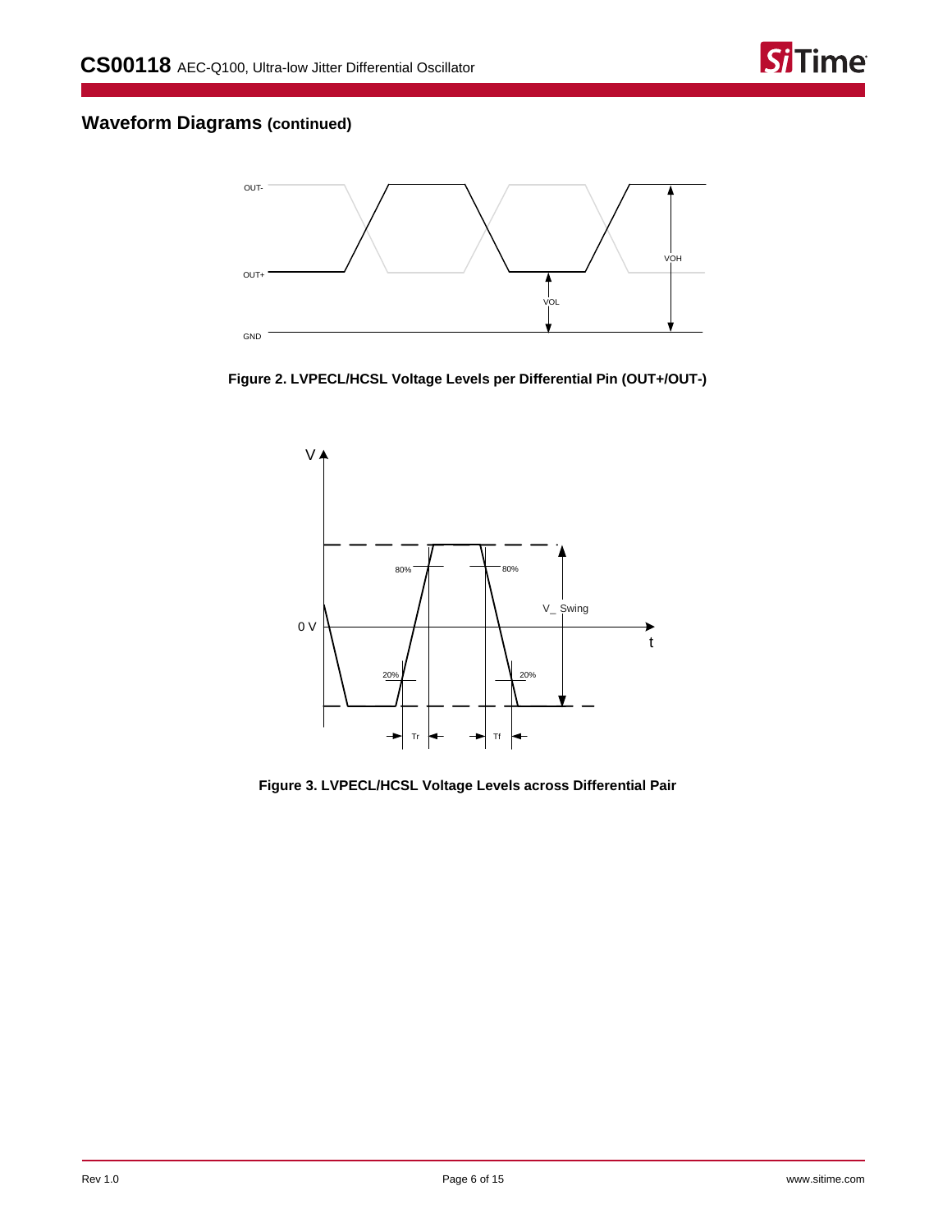## Waveform Diagrams (continued)

OUT-

OUT+

GND

VOH

VOL

Figure 2. LVPECL/HCSL Voltage Levels per Differential Pin (OUT+/OUT-)

V

0 V

t

80%

80%

20%

20%

V_ Swing

Tr

Tf

Figure 3. LVPECL/HCSL Voltage Levels across Differential Pair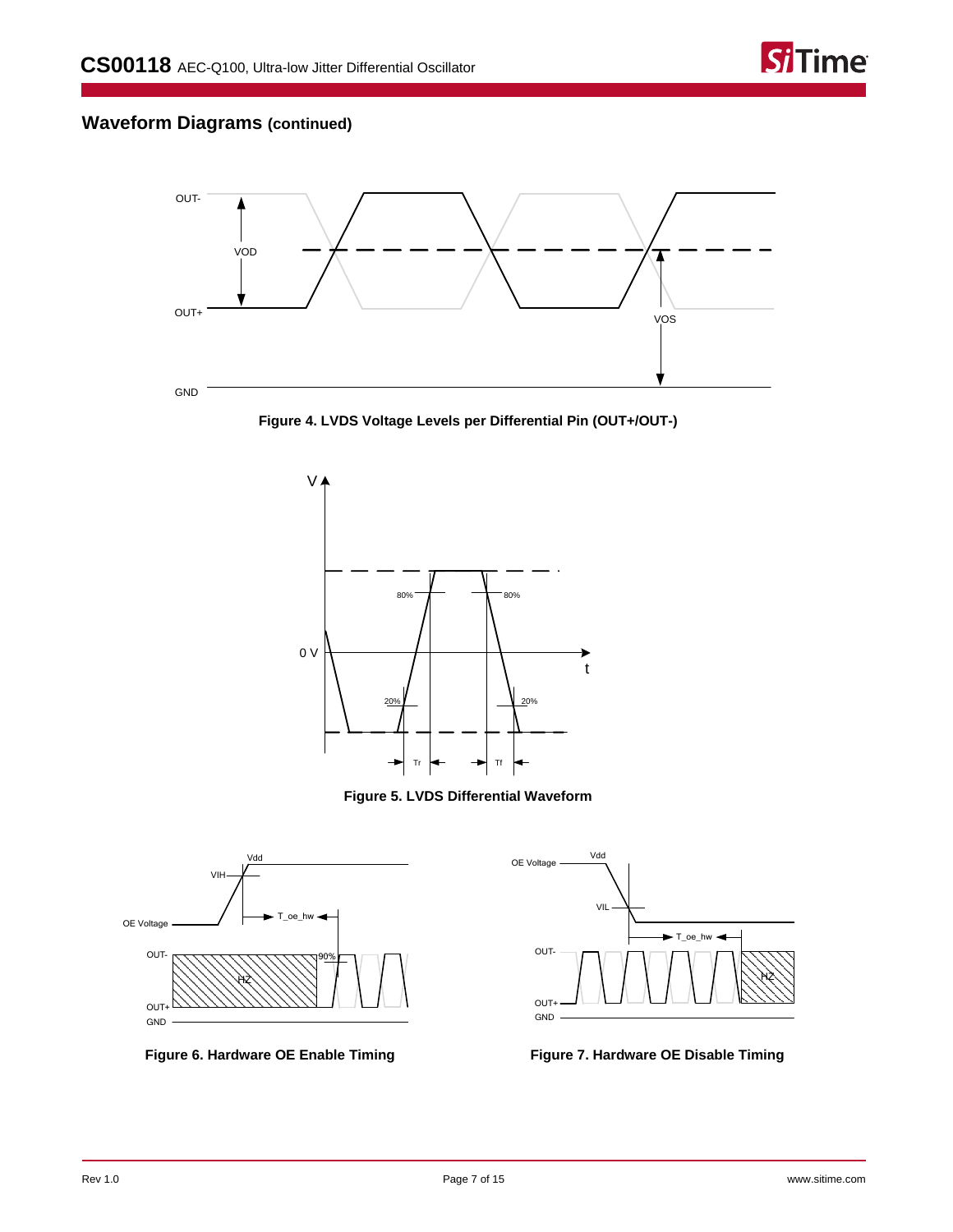## Waveform Diagrams (continued)

**Figure 4. LVDS Voltage Levels per Differential Pin (OUT+/OUT-)**

**Figure 5. LVDS Differential Waveform**

**Figure 6. Hardware OE Enable Timing**

**Figure 7. Hardware OE Disable Timing**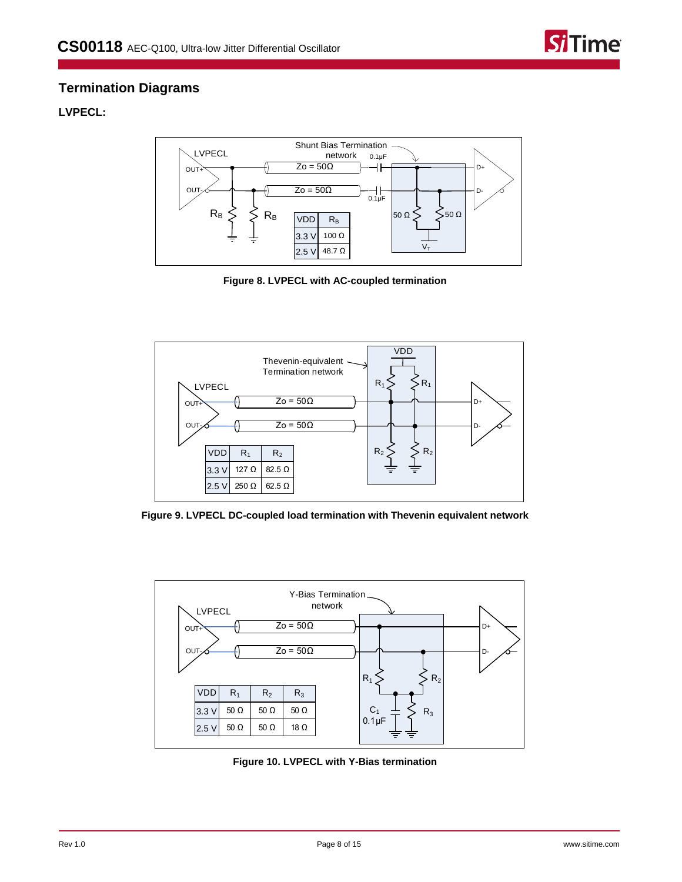## Termination Diagrams

### LVPECL:

Shunt Bias Termination network

LVPECL

OUT+

OUT-

$R_B$

$R_B$

Zo = 50Ω

Zo = 50Ω

0.1µF

0.1µF

50 Ω

50 Ω

$V_T$

D+

D-

| VDD | $R_B$ |
|---|---|
| 3.3 V | 100 Ω |
| 2.5 V | 48.7 Ω |

**Figure 8. LVPECL with AC-coupled termination**

Thevenin-equivalent Termination network

VDD

LVPECL

OUT+

OUT-

Zo = 50Ω

Zo = 50Ω

$R_1$

$R_1$

$R_2$

$R_2$

D+

D-

| VDD | $R_1$ | $R_2$ |
|---|---|---|
| 3.3 V | 127 Ω | 82.5 Ω |
| 2.5 V | 250 Ω | 62.5 Ω |

**Figure 9. LVPECL DC-coupled load termination with Thevenin equivalent network**

Y-Bias Termination network

LVPECL

OUT+

OUT-

Zo = 50Ω

Zo = 50Ω

$R_1$

$R_2$

$C_1$ 0.1µF

$R_3$

D+

D-

| VDD | $R_1$ | $R_2$ | $R_3$ |
|---|---|---|---|
| 3.3 V | 50 Ω | 50 Ω | 50 Ω |
| 2.5 V | 50 Ω | 50 Ω | 18 Ω |

**Figure 10. LVPECL with Y-Bias termination**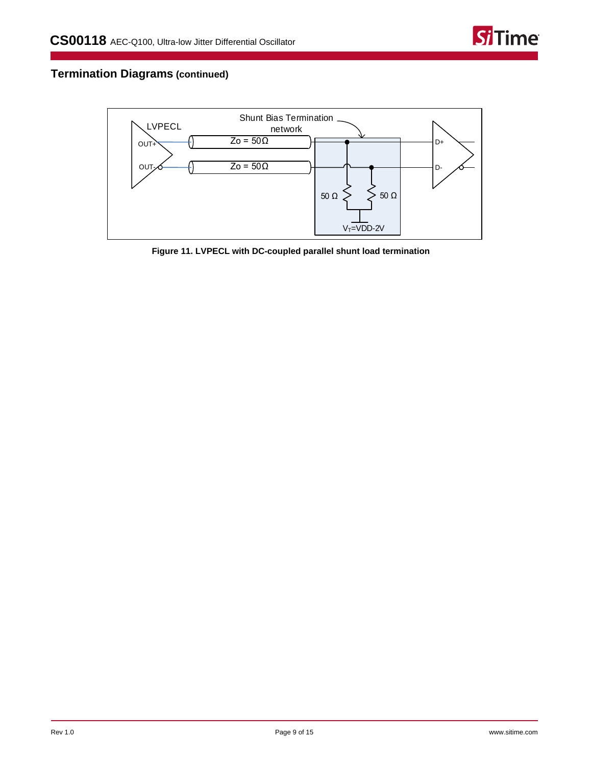## Termination Diagrams (continued)

Figure 11. LVPECL with DC-coupled parallel shunt load termination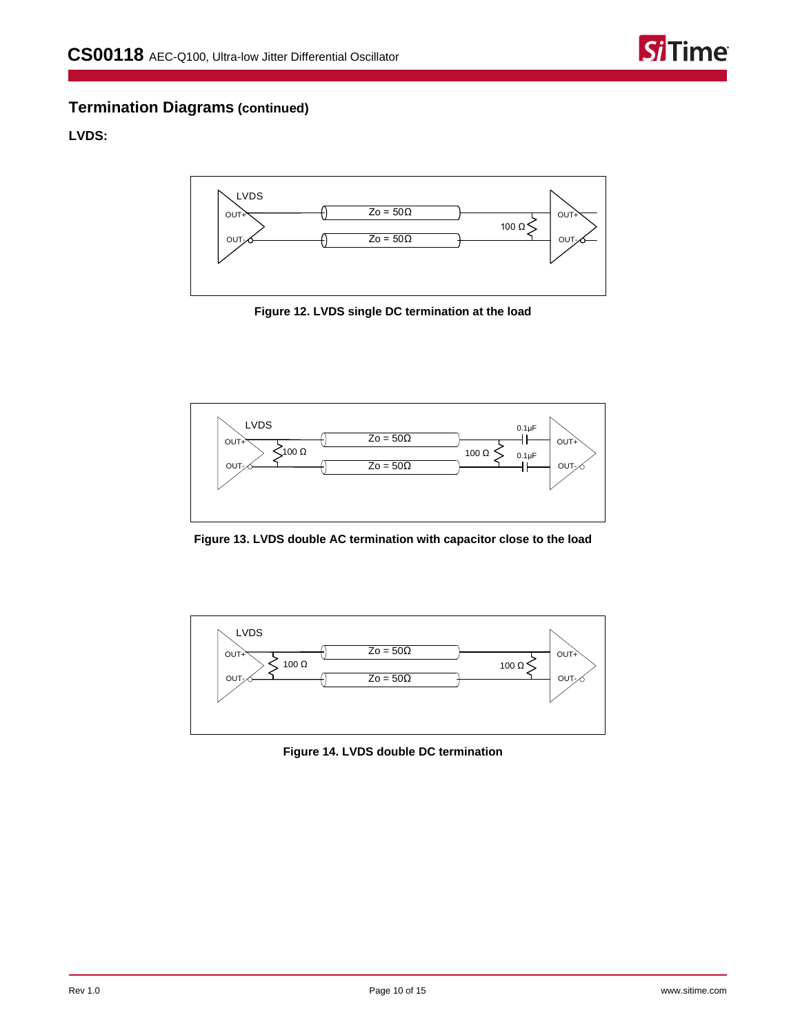## Termination Diagrams (continued)

**LVDS:**

LVDS

OUT+

OUT-

Zo = 50Ω

Zo = 50Ω

100 Ω

OUT+

OUT-

**Figure 12. LVDS single DC termination at the load**

LVDS

OUT+

OUT-

100 Ω

Zo = 50Ω

Zo = 50Ω

100 Ω

0.1µF

0.1µF

OUT+

OUT-

**Figure 13. LVDS double AC termination with capacitor close to the load**

LVDS

OUT+

OUT-

100 Ω

Zo = 50Ω

Zo = 50Ω

100 Ω

OUT+

OUT-

**Figure 14. LVDS double DC termination**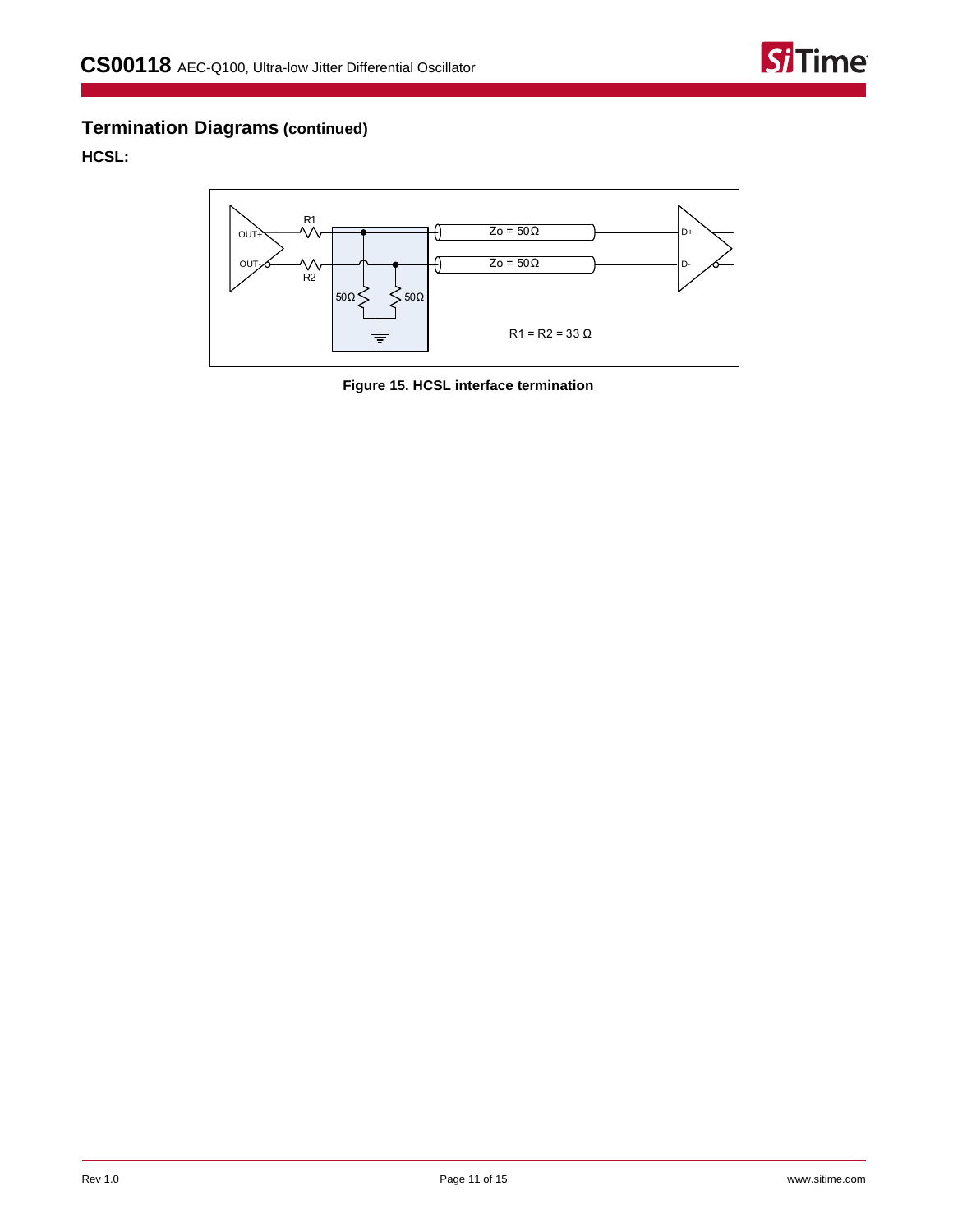## Termination Diagrams (continued)

### HCSL:

Figure 15. HCSL interface termination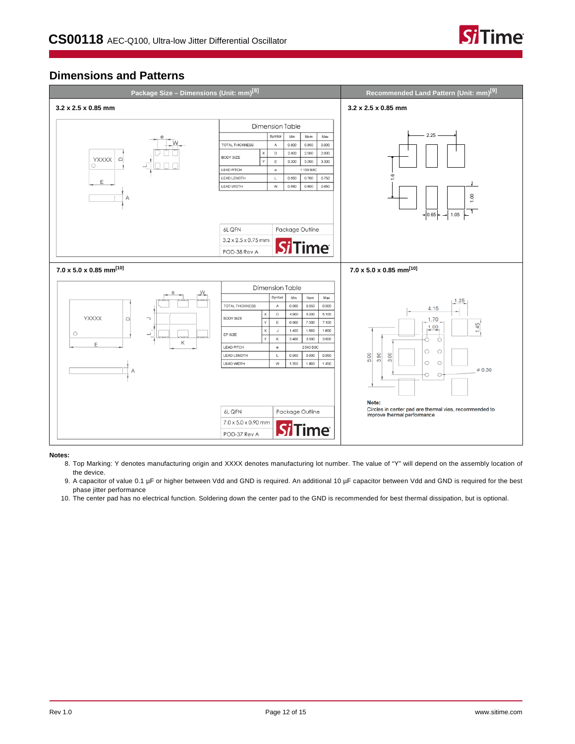## Dimensions and Patterns

| Package Size – Dimensions (Unit: mm)[8] | Recommended Land Pattern (Unit: mm)[9] |
|---|---|
| 3.2 x 2.5 x 0.85 mm | 3.2 x 2.5 x 0.85 mm |

Dimension Table

| | | Symbol | Min | Nom | Max |
|---|---|---|---|---|---|
| TOTAL THICKNESS | | A | 0.800 | 0.850 | 0.900 |
| BODY SIZE | X | D | 2.400 | 2.500 | 2.600 |
| | Y | E | 3.200 | 3.200 | 3.300 |
| LEAD PITCH | | e | | 1.100 BSC | |
| LEAD LENGTH | | L | 0.650 | 0.700 | 0.750 |
| LEAD WIDTH | | W | 0.550 | 0.600 | 0.650 |

| | |
|---|---|
| 6L QFN | Package Outline |
| 3.2 x 2.5 x 0.75 mm | SiTime |
| POD-38 Rev A | |

YXXXX

e W D L E A

2.25

1.6

1.00

0.65

1.05

| Package Size – Dimensions (Unit: mm)[8] | Recommended Land Pattern (Unit: mm)[9] |
|---|---|
| 7.0 x 5.0 x 0.85 mm[10] | 7.0 x 5.0 x 0.85 mm[10] |

Dimension Table

| | | Symbol | Min | Nom | Max |
|---|---|---|---|---|---|
| TOTAL THICKNESS | | A | 0.800 | 0.850 | 0.900 |
| BODY SIZE | X | D | 4.900 | 5.000 | 5.100 |
| | Y | E | 6.900 | 7.000 | 7.100 |
| EP SIZE | X | J | 1.400 | 1.500 | 1.600 |
| | Y | K | 3.400 | 3.500 | 3.600 |
| LEAD PITCH | | e | | 2.540 BSC | |
| LEAD LENGTH | | L | 0.850 | 0.900 | 0.950 |
| LEAD WIDTH | | W | 1.350 | 1.400 | 1.450 |

| | |
|---|---|
| 6L QFN | Package Outline |
| 7.0 x 5.0 x 0.90 mm | SiTime |
| POD-37 Rev A | |

YXXXX

e W D J L E K A

1.25

4.15

1.70

1.00

1.45

5.00

3.90

3.00

φ 0.30

**Note:**
Circles in center pad are thermal vias, recommended to improve thermal performance

**Notes:**

8. Top Marking: Y denotes manufacturing origin and XXXX denotes manufacturing lot number. The value of "Y" will depend on the assembly location of the device.
9. A capacitor of value 0.1 µF or higher between Vdd and GND is required. An additional 10 µF capacitor between Vdd and GND is required for the best phase jitter performance
10. The center pad has no electrical function. Soldering down the center pad to the GND is recommended for best thermal dissipation, but is optional.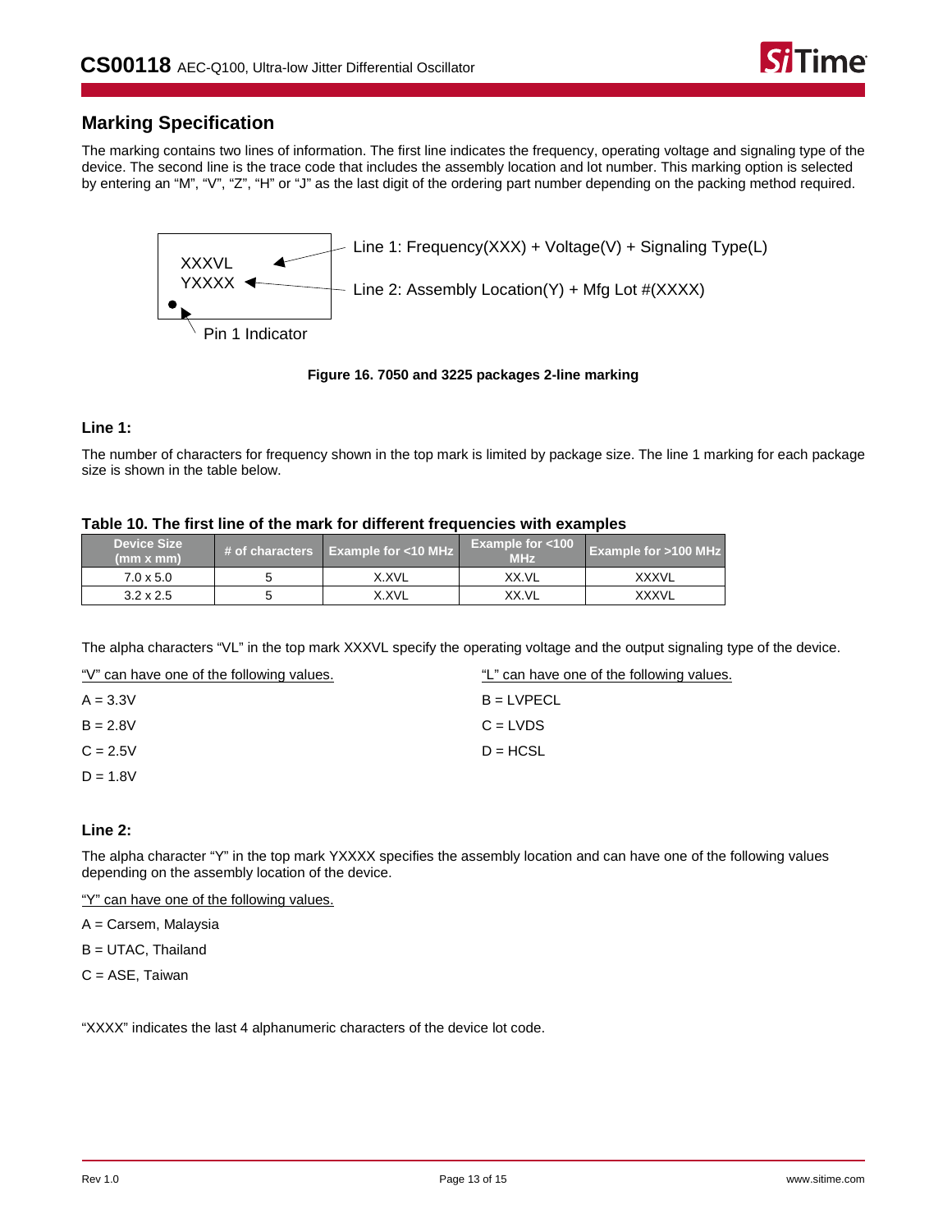## Marking Specification

The marking contains two lines of information. The first line indicates the frequency, operating voltage and signaling type of the device. The second line is the trace code that includes the assembly location and lot number. This marking option is selected by entering an "M", "V", "Z", "H" or "J" as the last digit of the ordering part number depending on the packing method required.

XXXVL
YXXXX

Line 1: Frequency(XXX) + Voltage(V) + Signaling Type(L)

Line 2: Assembly Location(Y) + Mfg Lot #(XXXX)

Pin 1 Indicator

**Figure 16. 7050 and 3225 packages 2-line marking**

### Line 1:

The number of characters for frequency shown in the top mark is limited by package size. The line 1 marking for each package size is shown in the table below.

**Table 10. The first line of the mark for different frequencies with examples**

| Device Size (mm x mm) | # of characters | Example for <10 MHz | Example for <100 MHz | Example for >100 MHz |
|---|---|---|---|---|
| 7.0 x 5.0 | 5 | X.XVL | XX.VL | XXXVL |
| 3.2 x 2.5 | 5 | X.XVL | XX.VL | XXXVL |

The alpha characters "VL" in the top mark XXXVL specify the operating voltage and the output signaling type of the device.

"V" can have one of the following values.

A = 3.3V

B = 2.8V

C = 2.5V

D = 1.8V

"L" can have one of the following values.

B = LVPECL

C = LVDS

D = HCSL

### Line 2:

The alpha character "Y" in the top mark YXXXX specifies the assembly location and can have one of the following values depending on the assembly location of the device.

"Y" can have one of the following values.

A = Carsem, Malaysia

B = UTAC, Thailand

C = ASE, Taiwan

"XXXX" indicates the last 4 alphanumeric characters of the device lot code.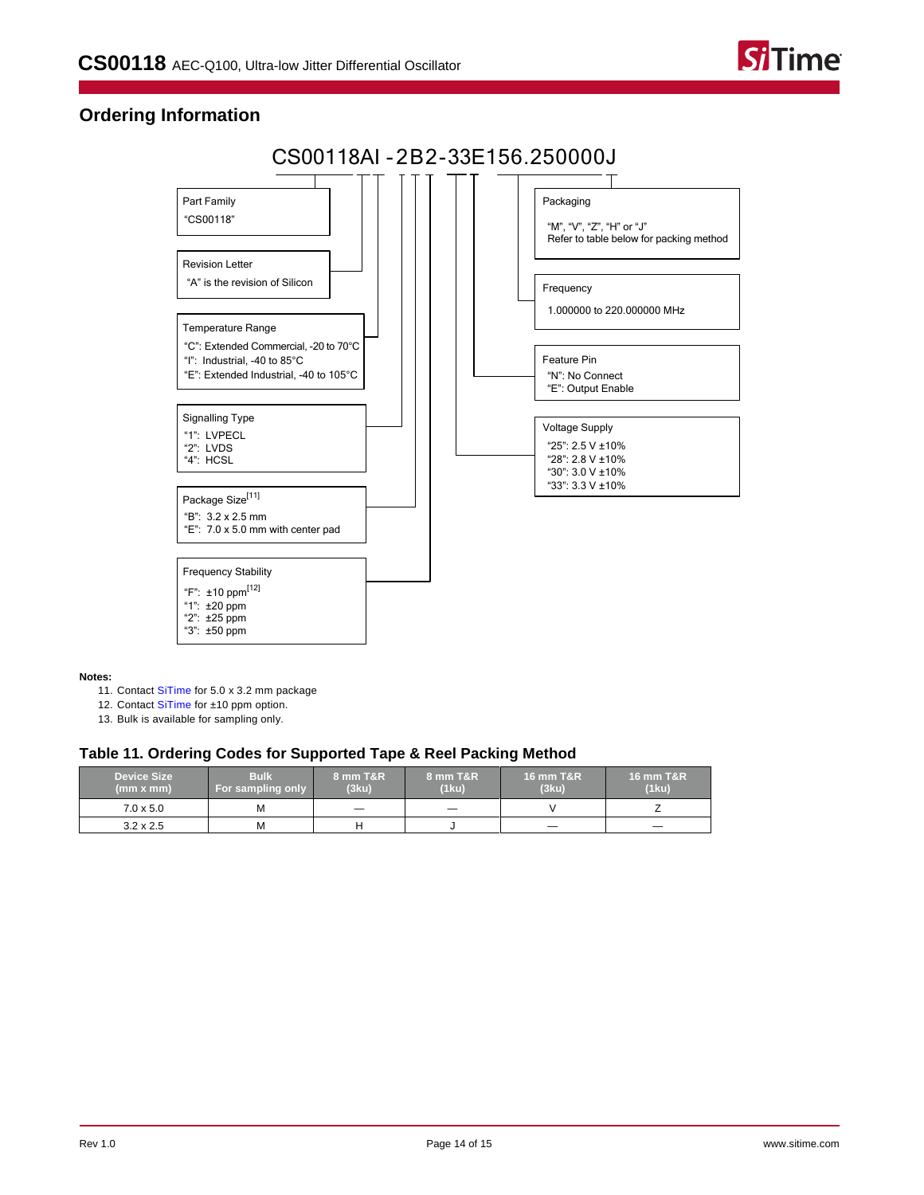## Ordering Information

CS00118AI-2B2-33E156.250000J

**Part Family**
"CS00118"

**Revision Letter**
"A" is the revision of Silicon

**Temperature Range**
"C": Extended Commercial, -20 to 70°C
"I": Industrial, -40 to 85°C
"E": Extended Industrial, -40 to 105°C

**Signalling Type**
"1": LVPECL
"2": LVDS
"4": HCSL

**Package Size**[11]
"B": 3.2 x 2.5 mm
"E": 7.0 x 5.0 mm with center pad

**Frequency Stability**
"F": ±10 ppm[12]
"1": ±20 ppm
"2": ±25 ppm
"3": ±50 ppm

**Packaging**
"M", "V", "Z", "H" or "J"
Refer to table below for packing method

**Frequency**
1.000000 to 220.000000 MHz

**Feature Pin**
"N": No Connect
"E": Output Enable

**Voltage Supply**
"25": 2.5 V ±10%
"28": 2.8 V ±10%
"30": 3.0 V ±10%
"33": 3.3 V ±10%

**Notes:**

11. Contact SiTime for 5.0 x 3.2 mm package
12. Contact SiTime for ±10 ppm option.
13. Bulk is available for sampling only.

### Table 11. Ordering Codes for Supported Tape & Reel Packing Method

| Device Size (mm x mm) | Bulk For sampling only | 8 mm T&R (3ku) | 8 mm T&R (1ku) | 16 mm T&R (3ku) | 16 mm T&R (1ku) |
|---|---|---|---|---|---|
| 7.0 x 5.0 | M | — | — | V | Z |
| 3.2 x 2.5 | M | H | J | — | — |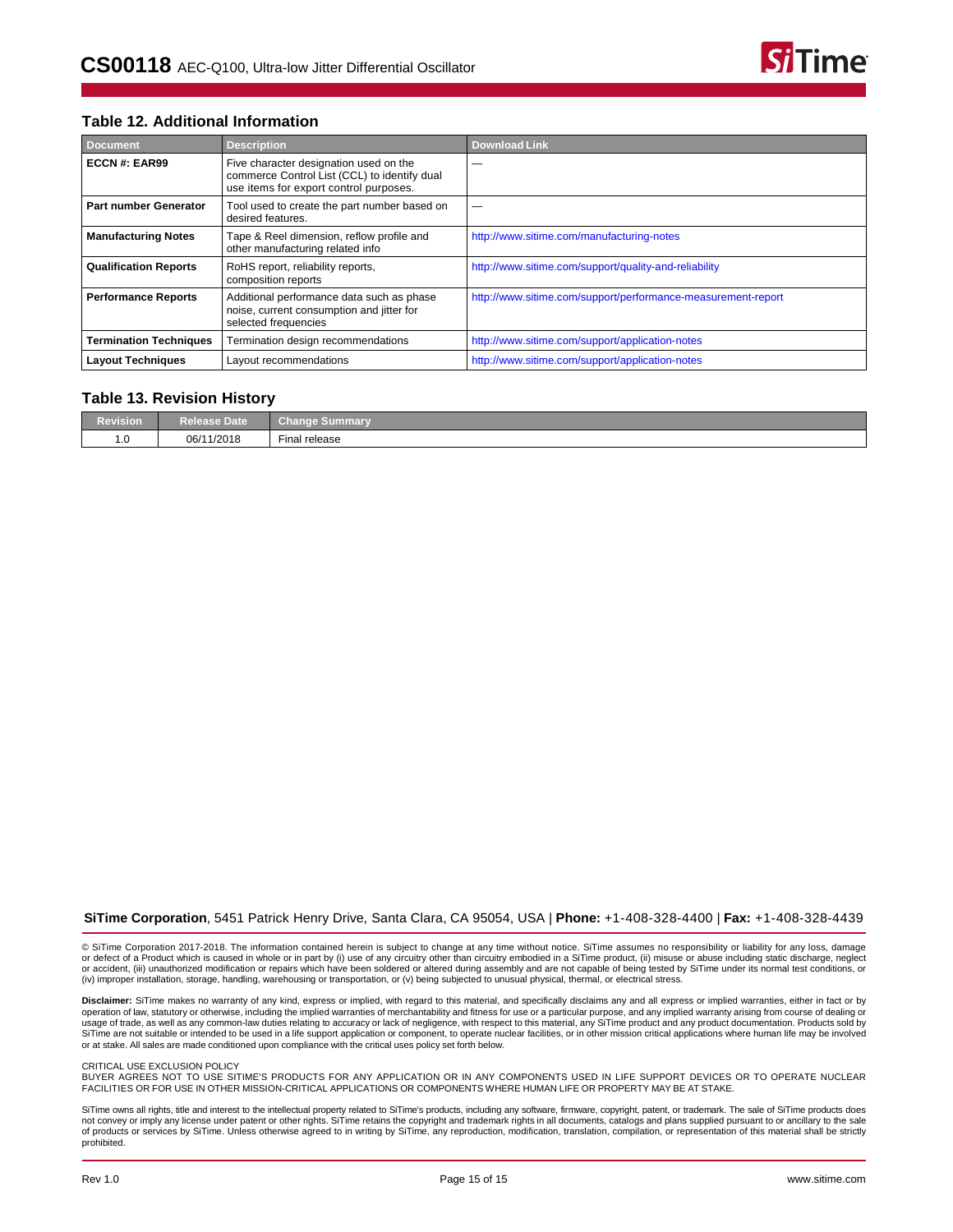### Table 12. Additional Information

| Document | Description | Download Link |
|---|---|---|
| **ECCN #: EAR99** | Five character designation used on the commerce Control List (CCL) to identify dual use items for export control purposes. | — |
| **Part number Generator** | Tool used to create the part number based on desired features. | — |
| **Manufacturing Notes** | Tape & Reel dimension, reflow profile and other manufacturing related info | http://www.sitime.com/manufacturing-notes |
| **Qualification Reports** | RoHS report, reliability reports, composition reports | http://www.sitime.com/support/quality-and-reliability |
| **Performance Reports** | Additional performance data such as phase noise, current consumption and jitter for selected frequencies | http://www.sitime.com/support/performance-measurement-report |
| **Termination Techniques** | Termination design recommendations | http://www.sitime.com/support/application-notes |
| **Layout Techniques** | Layout recommendations | http://www.sitime.com/support/application-notes |

### Table 13. Revision History

| Revision | Release Date | Change Summary |
|---|---|---|
| 1.0 | 06/11/2018 | Final release |

**SiTime Corporation**, 5451 Patrick Henry Drive, Santa Clara, CA 95054, USA | **Phone:** +1-408-328-4400 | **Fax:** +1-408-328-4439

© SiTime Corporation 2017-2018. The information contained herein is subject to change at any time without notice. SiTime assumes no responsibility or liability for any loss, damage or defect of a Product which is caused in whole or in part by (i) use of any circuitry other than circuitry embodied in a SiTime product, (ii) misuse or abuse including static discharge, neglect or accident, (iii) unauthorized modification or repairs which have been soldered or altered during assembly and are not capable of being tested by SiTime under its normal test conditions, or (iv) improper installation, storage, handling, warehousing or transportation, or (v) being subjected to unusual physical, thermal, or electrical stress.

**Disclaimer:** SiTime makes no warranty of any kind, express or implied, with regard to this material, and specifically disclaims any and all express or implied warranties, either in fact or by operation of law, statutory or otherwise, including the implied warranties of merchantability and fitness for use or a particular purpose, and any implied warranty arising from course of dealing or usage of trade, as well as any common-law duties relating to accuracy or lack of negligence, with respect to this material, any SiTime product and any product documentation. Products sold by SiTime are not suitable or intended to be used in a life support application or component, to operate nuclear facilities, or in other mission critical applications where human life may be involved or at stake. All sales are made conditioned upon compliance with the critical uses policy set forth below.

CRITICAL USE EXCLUSION POLICY
BUYER AGREES NOT TO USE SITIME'S PRODUCTS FOR ANY APPLICATION OR IN ANY COMPONENTS USED IN LIFE SUPPORT DEVICES OR TO OPERATE NUCLEAR FACILITIES OR FOR USE IN OTHER MISSION-CRITICAL APPLICATIONS OR COMPONENTS WHERE HUMAN LIFE OR PROPERTY MAY BE AT STAKE.

SiTime owns all rights, title and interest to the intellectual property related to SiTime's products, including any software, firmware, copyright, patent, or trademark. The sale of SiTime products does not convey or imply any license under patent or other rights. SiTime retains the copyright and trademark rights in all documents, catalogs and plans supplied pursuant to or ancillary to the sale of products or services by SiTime. Unless otherwise agreed to in writing by SiTime, any reproduction, modification, translation, compilation, or representation of this material shall be strictly prohibited.